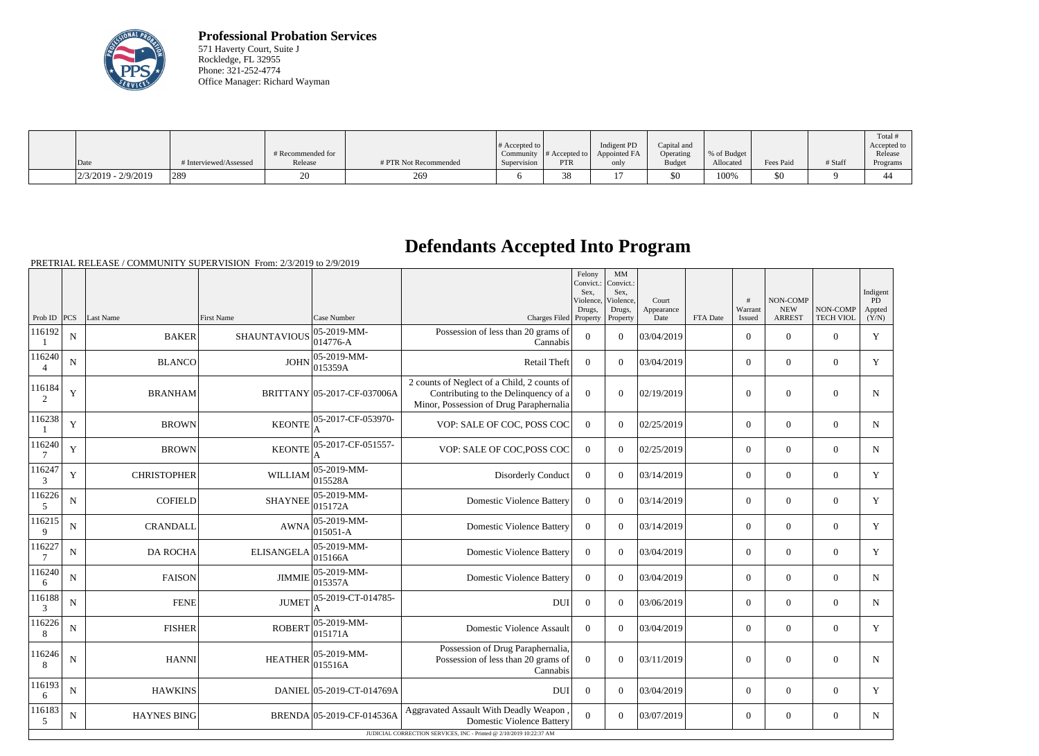**Professional Probation Services**
571 Haverty Court, Suite J
Rockledge, FL 32955
Phone: 321-252-4774
Office Manager: Richard Wayman

| Date | # Interviewed/Assessed | # Recommended for Release | # PTR Not Recommended | # Accepted to Community Supervision | # Accepted to PTR | Indigent PD Appointed FA only | Capital and Operating Budget | % of Budget Allocated | Fees Paid | # Staff | Total # Accepted to Release Programs |
|---|---|---|---|---|---|---|---|---|---|---|---|
| 2/3/2019 - 2/9/2019 | 289 | 20 | 269 | 6 | 38 | 17 | $0 | 100% | $0 | 9 | 44 |

# Defendants Accepted Into Program

PRETRIAL RELEASE / COMMUNITY SUPERVISION From: 2/3/2019 to 2/9/2019

| Prob ID | PCS | Last Name | First Name | Case Number | Charges Filed | Felony Convict.: Sex, Violence, Drugs, Property | MM Convict.: Sex, Violence, Drugs, Property | Court Appearance Date | FTA Date | # Warrant Issued | NON-COMP NEW ARREST | NON-COMP TECH VIOL | Indigent PD Appted (Y/N) |
|---|---|---|---|---|---|---|---|---|---|---|---|---|---|
| 1161921 | N | BAKER | SHAUNTAVIOUS | 05-2019-MM-014776-A | Possession of less than 20 grams of Cannabis | 0 | 0 | 03/04/2019 | | 0 | 0 | 0 | Y |
| 1162404 | N | BLANCO | JOHN | 05-2019-MM-015359A | Retail Theft | 0 | 0 | 03/04/2019 | | 0 | 0 | 0 | Y |
| 1161842 | Y | BRANHAM | BRITTANY | 05-2017-CF-037006A | 2 counts of Neglect of a Child, 2 counts of Contributing to the Delinquency of a Minor, Possession of Drug Paraphernalia | 0 | 0 | 02/19/2019 | | 0 | 0 | 0 | N |
| 1162381 | Y | BROWN | KEONTE | 05-2017-CF-053970-A | VOP: SALE OF COC, POSS COC | 0 | 0 | 02/25/2019 | | 0 | 0 | 0 | N |
| 1162407 | Y | BROWN | KEONTE | 05-2017-CF-051557-A | VOP: SALE OF COC,POSS COC | 0 | 0 | 02/25/2019 | | 0 | 0 | 0 | N |
| 1162473 | Y | CHRISTOPHER | WILLIAM | 05-2019-MM-015528A | Disorderly Conduct | 0 | 0 | 03/14/2019 | | 0 | 0 | 0 | Y |
| 1162265 | N | COFIELD | SHAYNEE | 05-2019-MM-015172A | Domestic Violence Battery | 0 | 0 | 03/14/2019 | | 0 | 0 | 0 | Y |
| 1162159 | N | CRANDALL | AWNA | 05-2019-MM-015051-A | Domestic Violence Battery | 0 | 0 | 03/14/2019 | | 0 | 0 | 0 | Y |
| 1162277 | N | DA ROCHA | ELISANGELA | 05-2019-MM-015166A | Domestic Violence Battery | 0 | 0 | 03/04/2019 | | 0 | 0 | 0 | Y |
| 1162406 | N | FAISON | JIMMIE | 05-2019-MM-015357A | Domestic Violence Battery | 0 | 0 | 03/04/2019 | | 0 | 0 | 0 | N |
| 1161883 | N | FENE | JUMET | 05-2019-CT-014785-A | DUI | 0 | 0 | 03/06/2019 | | 0 | 0 | 0 | N |
| 1162268 | N | FISHER | ROBERT | 05-2019-MM-015171A | Domestic Violence Assault | 0 | 0 | 03/04/2019 | | 0 | 0 | 0 | Y |
| 1162468 | N | HANNI | HEATHER | 05-2019-MM-015516A | Possession of Drug Paraphernalia, Possession of less than 20 grams of Cannabis | 0 | 0 | 03/11/2019 | | 0 | 0 | 0 | N |
| 1161936 | N | HAWKINS | DANIEL | 05-2019-CT-014769A | DUI | 0 | 0 | 03/04/2019 | | 0 | 0 | 0 | Y |
| 1161835 | N | HAYNES BING | BRENDA | 05-2019-CF-014536A | Aggravated Assault With Deadly Weapon , Domestic Violence Battery | 0 | 0 | 03/07/2019 | | 0 | 0 | 0 | N |

JUDICIAL CORRECTION SERVICES, INC - Printed @ 2/10/2019 10:22:37 AM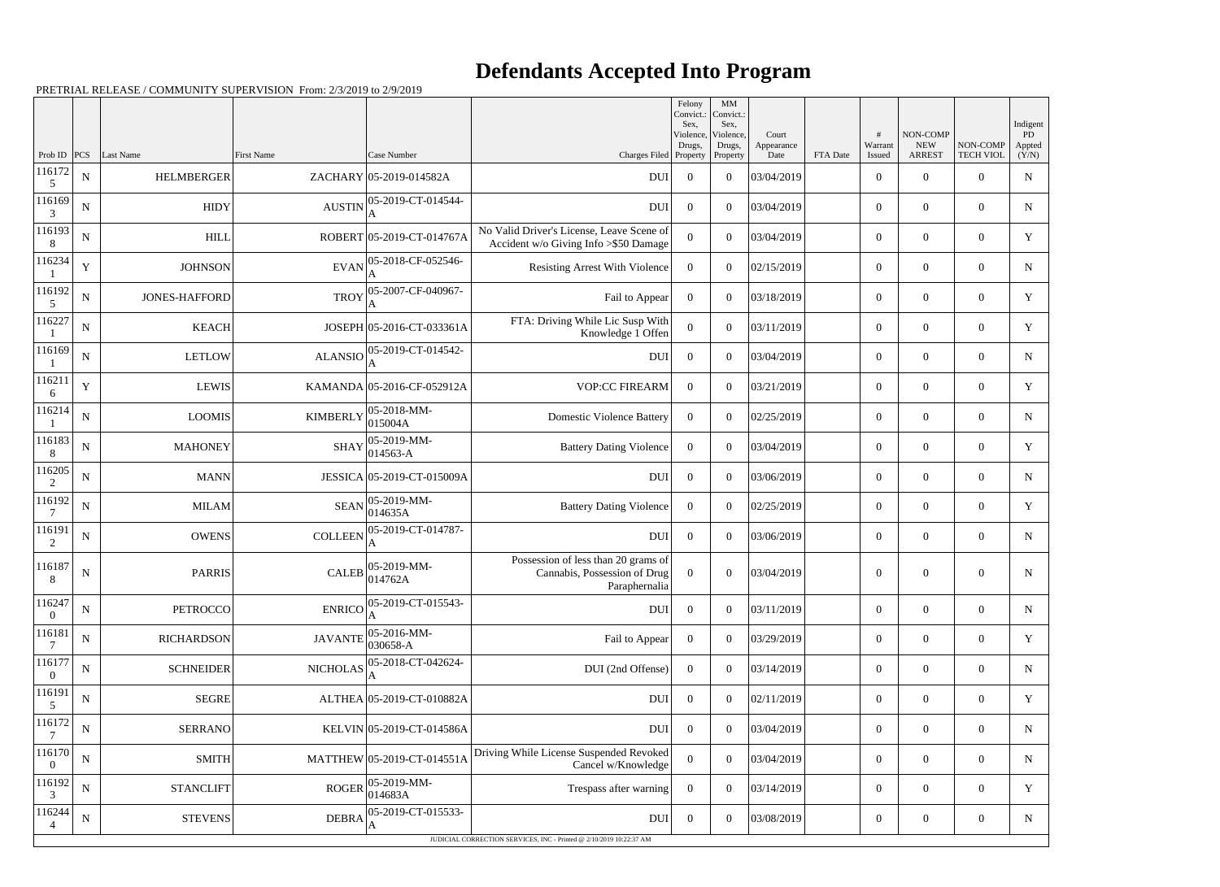# Defendants Accepted Into Program

PRETRIAL RELEASE / COMMUNITY SUPERVISION From: 2/3/2019 to 2/9/2019

| Prob ID | PCS | Last Name | First Name | Case Number | Charges Filed | Felony Convict.: Sex, Violence, Drugs, Property | MM Convict.: Sex, Violence, Drugs, Property | Court Appearance Date | FTA Date | # Warrant Issued | NON-COMP NEW ARREST | NON-COMP TECH VIOL | Indigent PD Appted (Y/N) |
|---|---|---|---|---|---|---|---|---|---|---|---|---|---|
| 1161725 | N | HELMBERGER | ZACHARY | 05-2019-014582A | DUI | 0 | 0 | 03/04/2019 | | 0 | 0 | 0 | N |
| 1161693 | N | HIDY | AUSTIN | 05-2019-CT-014544-A | DUI | 0 | 0 | 03/04/2019 | | 0 | 0 | 0 | N |
| 1161938 | N | HILL | ROBERT | 05-2019-CT-014767A | No Valid Driver's License, Leave Scene of Accident w/o Giving Info >$50 Damage | 0 | 0 | 03/04/2019 | | 0 | 0 | 0 | Y |
| 1162341 | Y | JOHNSON | EVAN | 05-2018-CF-052546-A | Resisting Arrest With Violence | 0 | 0 | 02/15/2019 | | 0 | 0 | 0 | N |
| 1161925 | N | JONES-HAFFORD | TROY | 05-2007-CF-040967-A | Fail to Appear | 0 | 0 | 03/18/2019 | | 0 | 0 | 0 | Y |
| 1162271 | N | KEACH | JOSEPH | 05-2016-CT-033361A | FTA: Driving While Lic Susp With Knowledge 1 Offen | 0 | 0 | 03/11/2019 | | 0 | 0 | 0 | Y |
| 1161691 | N | LETLOW | ALANSIO | 05-2019-CT-014542-A | DUI | 0 | 0 | 03/04/2019 | | 0 | 0 | 0 | N |
| 1162116 | Y | LEWIS | KAMANDA | 05-2016-CF-052912A | VOP:CC FIREARM | 0 | 0 | 03/21/2019 | | 0 | 0 | 0 | Y |
| 1162141 | N | LOOMIS | KIMBERLY | 05-2018-MM-015004A | Domestic Violence Battery | 0 | 0 | 02/25/2019 | | 0 | 0 | 0 | N |
| 1161838 | N | MAHONEY | SHAY | 05-2019-MM-014563-A | Battery Dating Violence | 0 | 0 | 03/04/2019 | | 0 | 0 | 0 | Y |
| 1162052 | N | MANN | JESSICA | 05-2019-CT-015009A | DUI | 0 | 0 | 03/06/2019 | | 0 | 0 | 0 | N |
| 1161927 | N | MILAM | SEAN | 05-2019-MM-014635A | Battery Dating Violence | 0 | 0 | 02/25/2019 | | 0 | 0 | 0 | Y |
| 1161912 | N | OWENS | COLLEEN | 05-2019-CT-014787-A | DUI | 0 | 0 | 03/06/2019 | | 0 | 0 | 0 | N |
| 1161878 | N | PARRIS | CALEB | 05-2019-MM-014762A | Possession of less than 20 grams of Cannabis, Possession of Drug Paraphernalia | 0 | 0 | 03/04/2019 | | 0 | 0 | 0 | N |
| 1162470 | N | PETROCCO | ENRICO | 05-2019-CT-015543-A | DUI | 0 | 0 | 03/11/2019 | | 0 | 0 | 0 | N |
| 1161817 | N | RICHARDSON | JAVANTE | 05-2016-MM-030658-A | Fail to Appear | 0 | 0 | 03/29/2019 | | 0 | 0 | 0 | Y |
| 1161770 | N | SCHNEIDER | NICHOLAS | 05-2018-CT-042624-A | DUI (2nd Offense) | 0 | 0 | 03/14/2019 | | 0 | 0 | 0 | N |
| 1161915 | N | SEGRE | ALTHEA | 05-2019-CT-010882A | DUI | 0 | 0 | 02/11/2019 | | 0 | 0 | 0 | Y |
| 1161727 | N | SERRANO | KELVIN | 05-2019-CT-014586A | DUI | 0 | 0 | 03/04/2019 | | 0 | 0 | 0 | N |
| 1161700 | N | SMITH | MATTHEW | 05-2019-CT-014551A | Driving While License Suspended Revoked Cancel w/Knowledge | 0 | 0 | 03/04/2019 | | 0 | 0 | 0 | N |
| 1161923 | N | STANCLIFT | ROGER | 05-2019-MM-014683A | Trespass after warning | 0 | 0 | 03/14/2019 | | 0 | 0 | 0 | Y |
| 1162444 | N | STEVENS | DEBRA | 05-2019-CT-015533-A | DUI | 0 | 0 | 03/08/2019 | | 0 | 0 | 0 | N |

JUDICIAL CORRECTION SERVICES, INC - Printed @ 2/10/2019 10:22:37 AM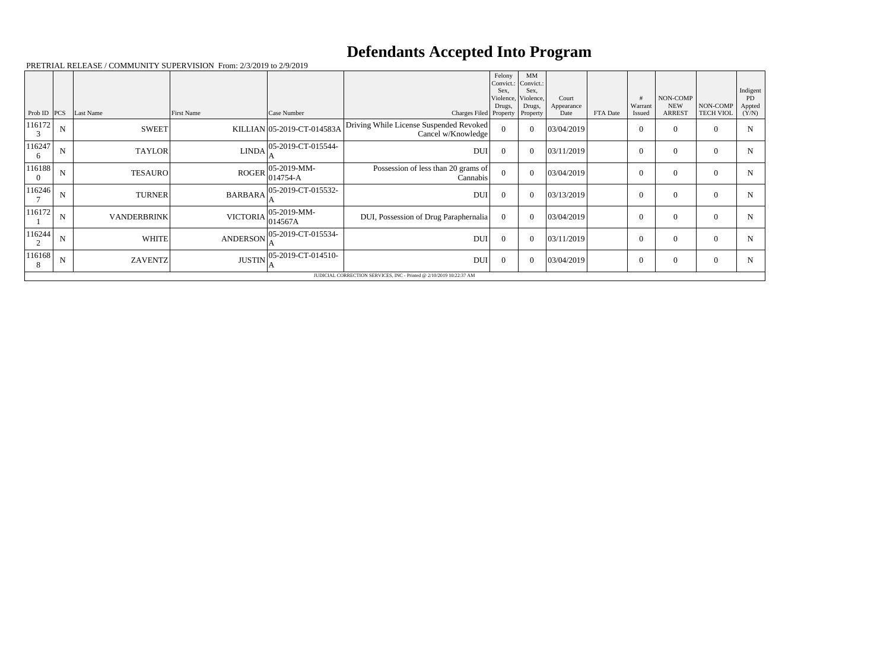# Defendants Accepted Into Program

PRETRIAL RELEASE / COMMUNITY SUPERVISION From: 2/3/2019 to 2/9/2019

| Prob ID | PCS | Last Name | First Name | Case Number | Charges Filed | Felony Convict.: Sex, Violence, Drugs, Property | MM Convict.: Sex, Violence, Drugs, Property | Court Appearance Date | FTA Date | # Warrant Issued | NON-COMP NEW ARREST | NON-COMP TECH VIOL | Indigent PD Appted (Y/N) |
|---|---|---|---|---|---|---|---|---|---|---|---|---|---|
| 1161723 | N | SWEET | KILLIAN | 05-2019-CT-014583A | Driving While License Suspended Revoked Cancel w/Knowledge | 0 | 0 | 03/04/2019 | | 0 | 0 | 0 | N |
| 1162476 | N | TAYLOR | LINDA | 05-2019-CT-015544-A | DUI | 0 | 0 | 03/11/2019 | | 0 | 0 | 0 | N |
| 1161880 | N | TESAURO | ROGER | 05-2019-MM-014754-A | Possession of less than 20 grams of Cannabis | 0 | 0 | 03/04/2019 | | 0 | 0 | 0 | N |
| 1162467 | N | TURNER | BARBARA | 05-2019-CT-015532-A | DUI | 0 | 0 | 03/13/2019 | | 0 | 0 | 0 | N |
| 1161721 | N | VANDERBRINK | VICTORIA | 05-2019-MM-014567A | DUI, Possession of Drug Paraphernalia | 0 | 0 | 03/04/2019 | | 0 | 0 | 0 | N |
| 1162442 | N | WHITE | ANDERSON | 05-2019-CT-015534-A | DUI | 0 | 0 | 03/11/2019 | | 0 | 0 | 0 | N |
| 1161688 | N | ZAVENTZ | JUSTIN | 05-2019-CT-014510-A | DUI | 0 | 0 | 03/04/2019 | | 0 | 0 | 0 | N |

JUDICIAL CORRECTION SERVICES, INC - Printed @ 2/10/2019 10:22:37 AM